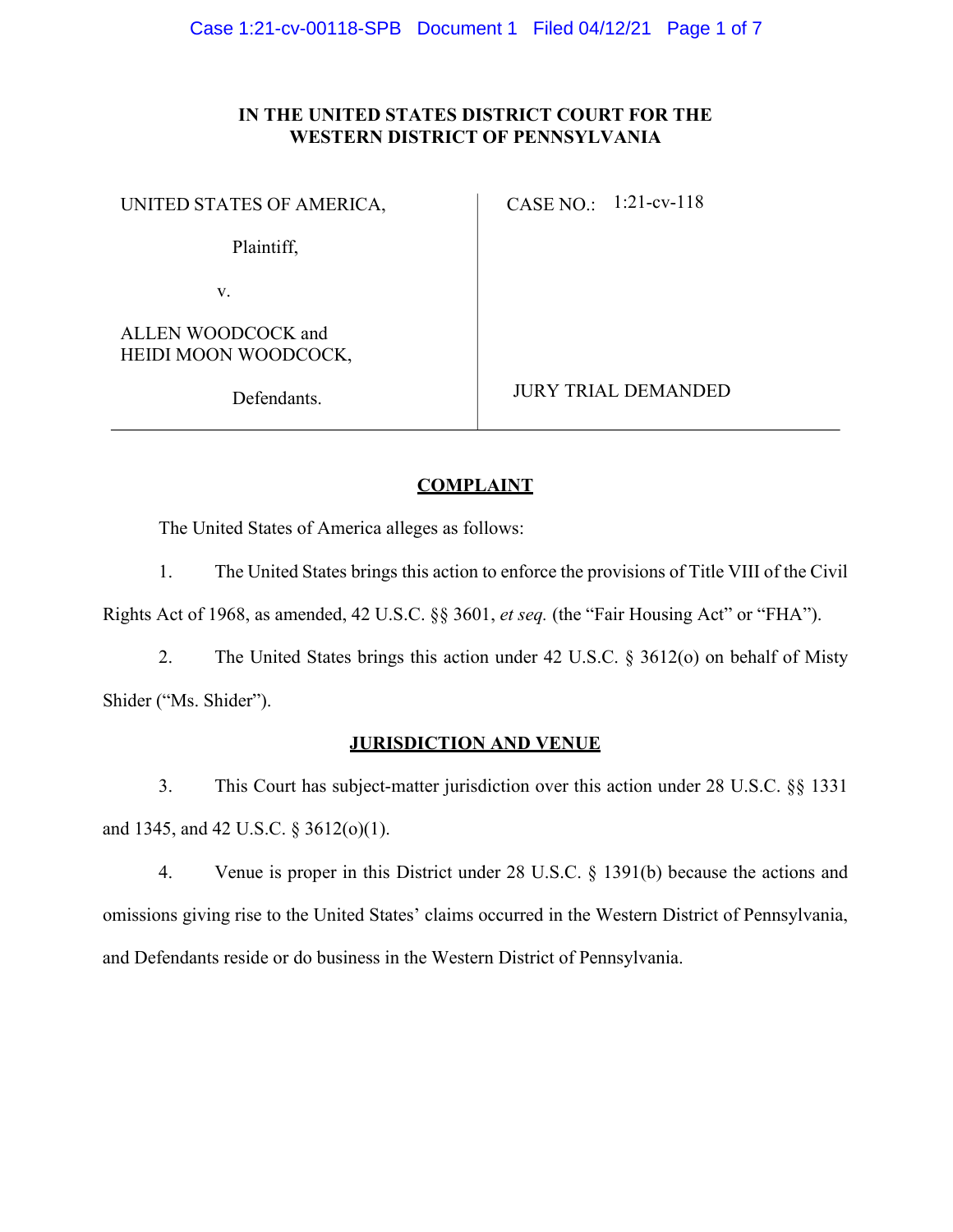**IN THE UNITED STATES DISTRICT COURT FOR THE WESTERN DISTRICT OF PENNSYLVANIA**

| | |
|---|---|
| UNITED STATES OF AMERICA,<br><br>Plaintiff,<br><br>v.<br><br>ALLEN WOODCOCK and HEIDI MOON WOODCOCK,<br><br>Defendants. | CASE NO.: 1:21-cv-118<br><br><br><br><br><br><br>JURY TRIAL DEMANDED |

## COMPLAINT

The United States of America alleges as follows:

1. The United States brings this action to enforce the provisions of Title VIII of the Civil Rights Act of 1968, as amended, 42 U.S.C. §§ 3601, *et seq.* (the "Fair Housing Act" or "FHA").

2. The United States brings this action under 42 U.S.C. § 3612(o) on behalf of Misty Shider ("Ms. Shider").

## JURISDICTION AND VENUE

3. This Court has subject-matter jurisdiction over this action under 28 U.S.C. §§ 1331 and 1345, and 42 U.S.C. § 3612(o)(1).

4. Venue is proper in this District under 28 U.S.C. § 1391(b) because the actions and omissions giving rise to the United States' claims occurred in the Western District of Pennsylvania, and Defendants reside or do business in the Western District of Pennsylvania.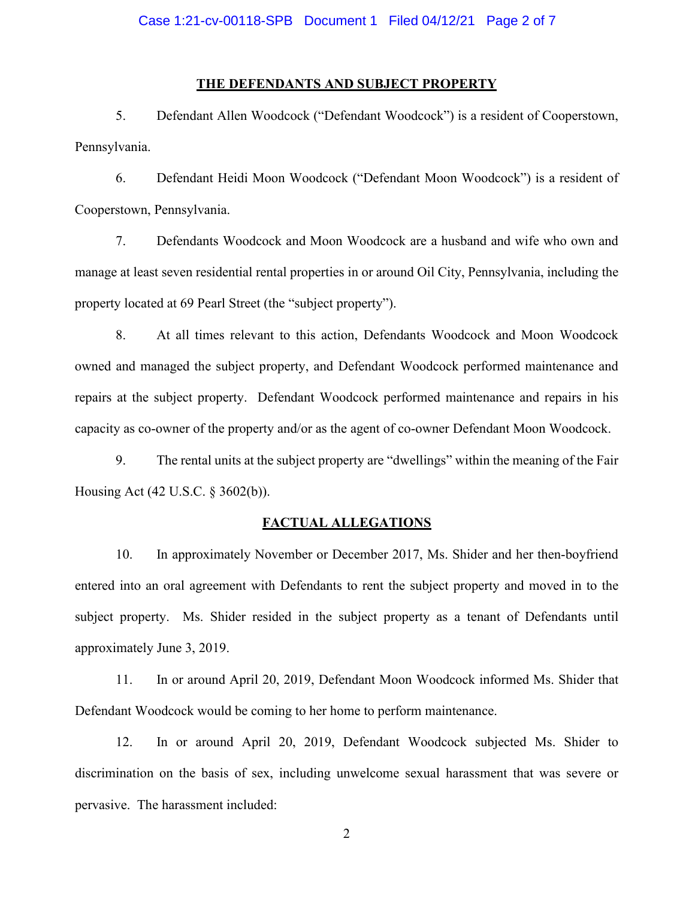## THE DEFENDANTS AND SUBJECT PROPERTY

5. Defendant Allen Woodcock ("Defendant Woodcock") is a resident of Cooperstown, Pennsylvania.

6. Defendant Heidi Moon Woodcock ("Defendant Moon Woodcock") is a resident of Cooperstown, Pennsylvania.

7. Defendants Woodcock and Moon Woodcock are a husband and wife who own and manage at least seven residential rental properties in or around Oil City, Pennsylvania, including the property located at 69 Pearl Street (the "subject property").

8. At all times relevant to this action, Defendants Woodcock and Moon Woodcock owned and managed the subject property, and Defendant Woodcock performed maintenance and repairs at the subject property. Defendant Woodcock performed maintenance and repairs in his capacity as co-owner of the property and/or as the agent of co-owner Defendant Moon Woodcock.

9. The rental units at the subject property are "dwellings" within the meaning of the Fair Housing Act (42 U.S.C. § 3602(b)).

## FACTUAL ALLEGATIONS

10. In approximately November or December 2017, Ms. Shider and her then-boyfriend entered into an oral agreement with Defendants to rent the subject property and moved in to the subject property. Ms. Shider resided in the subject property as a tenant of Defendants until approximately June 3, 2019.

11. In or around April 20, 2019, Defendant Moon Woodcock informed Ms. Shider that Defendant Woodcock would be coming to her home to perform maintenance.

12. In or around April 20, 2019, Defendant Woodcock subjected Ms. Shider to discrimination on the basis of sex, including unwelcome sexual harassment that was severe or pervasive. The harassment included: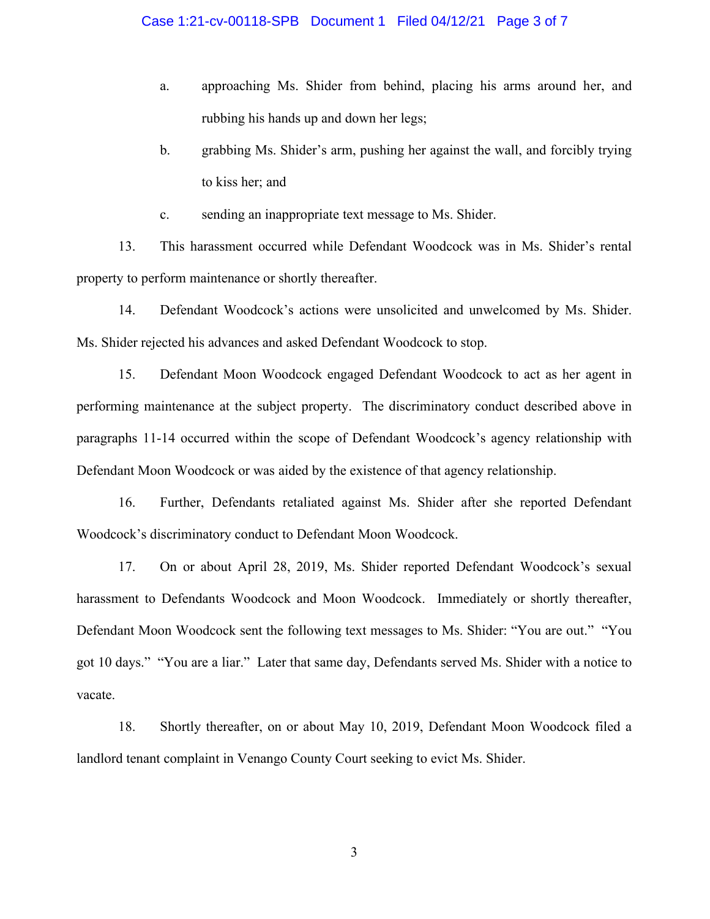a. approaching Ms. Shider from behind, placing his arms around her, and rubbing his hands up and down her legs;

b. grabbing Ms. Shider's arm, pushing her against the wall, and forcibly trying to kiss her; and

c. sending an inappropriate text message to Ms. Shider.

13. This harassment occurred while Defendant Woodcock was in Ms. Shider's rental property to perform maintenance or shortly thereafter.

14. Defendant Woodcock's actions were unsolicited and unwelcomed by Ms. Shider. Ms. Shider rejected his advances and asked Defendant Woodcock to stop.

15. Defendant Moon Woodcock engaged Defendant Woodcock to act as her agent in performing maintenance at the subject property. The discriminatory conduct described above in paragraphs 11-14 occurred within the scope of Defendant Woodcock's agency relationship with Defendant Moon Woodcock or was aided by the existence of that agency relationship.

16. Further, Defendants retaliated against Ms. Shider after she reported Defendant Woodcock's discriminatory conduct to Defendant Moon Woodcock.

17. On or about April 28, 2019, Ms. Shider reported Defendant Woodcock's sexual harassment to Defendants Woodcock and Moon Woodcock. Immediately or shortly thereafter, Defendant Moon Woodcock sent the following text messages to Ms. Shider: "You are out." "You got 10 days." "You are a liar." Later that same day, Defendants served Ms. Shider with a notice to vacate.

18. Shortly thereafter, on or about May 10, 2019, Defendant Moon Woodcock filed a landlord tenant complaint in Venango County Court seeking to evict Ms. Shider.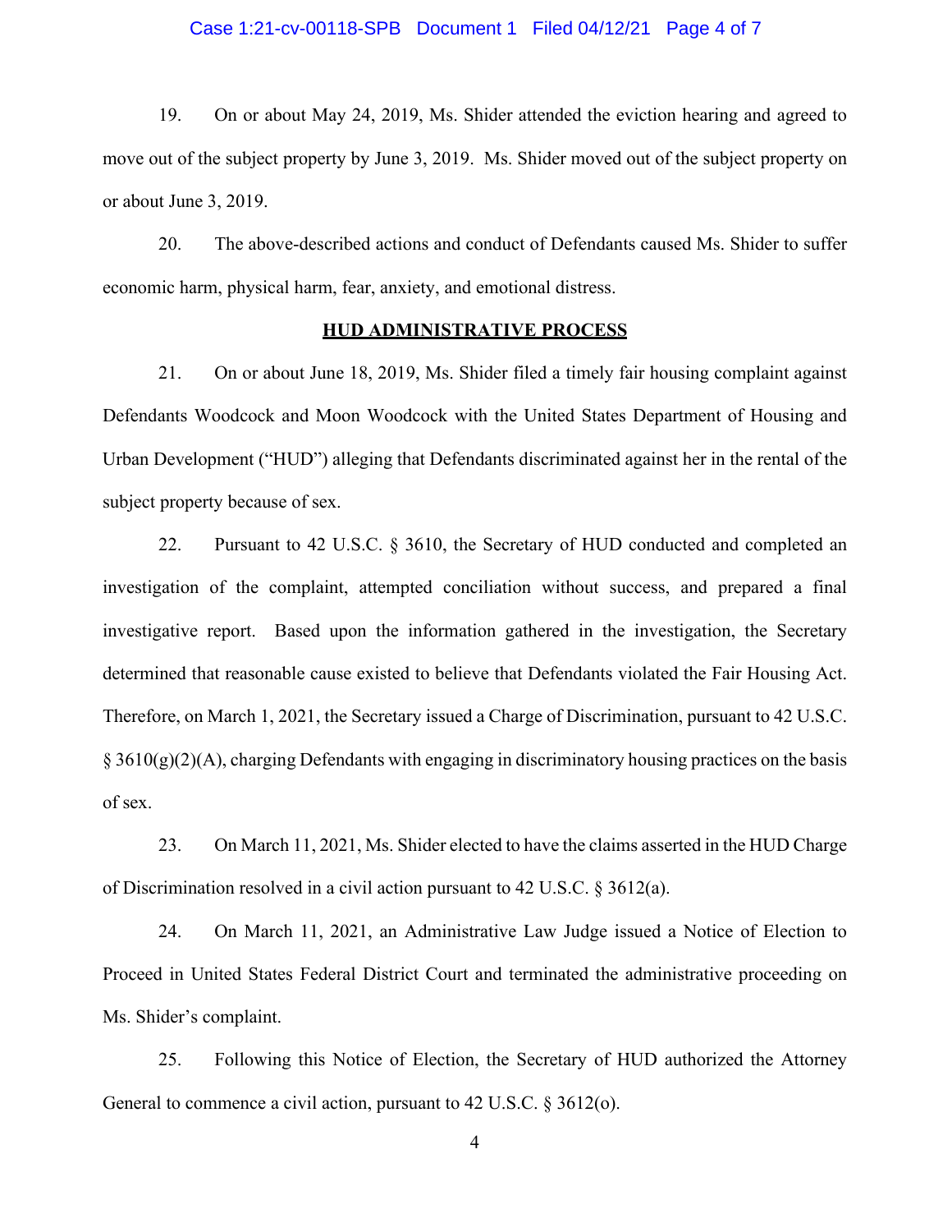19. On or about May 24, 2019, Ms. Shider attended the eviction hearing and agreed to move out of the subject property by June 3, 2019. Ms. Shider moved out of the subject property on or about June 3, 2019.

20. The above-described actions and conduct of Defendants caused Ms. Shider to suffer economic harm, physical harm, fear, anxiety, and emotional distress.

## HUD ADMINISTRATIVE PROCESS

21. On or about June 18, 2019, Ms. Shider filed a timely fair housing complaint against Defendants Woodcock and Moon Woodcock with the United States Department of Housing and Urban Development ("HUD") alleging that Defendants discriminated against her in the rental of the subject property because of sex.

22. Pursuant to 42 U.S.C. § 3610, the Secretary of HUD conducted and completed an investigation of the complaint, attempted conciliation without success, and prepared a final investigative report. Based upon the information gathered in the investigation, the Secretary determined that reasonable cause existed to believe that Defendants violated the Fair Housing Act. Therefore, on March 1, 2021, the Secretary issued a Charge of Discrimination, pursuant to 42 U.S.C. § 3610(g)(2)(A), charging Defendants with engaging in discriminatory housing practices on the basis of sex.

23. On March 11, 2021, Ms. Shider elected to have the claims asserted in the HUD Charge of Discrimination resolved in a civil action pursuant to 42 U.S.C. § 3612(a).

24. On March 11, 2021, an Administrative Law Judge issued a Notice of Election to Proceed in United States Federal District Court and terminated the administrative proceeding on Ms. Shider's complaint.

25. Following this Notice of Election, the Secretary of HUD authorized the Attorney General to commence a civil action, pursuant to 42 U.S.C. § 3612(o).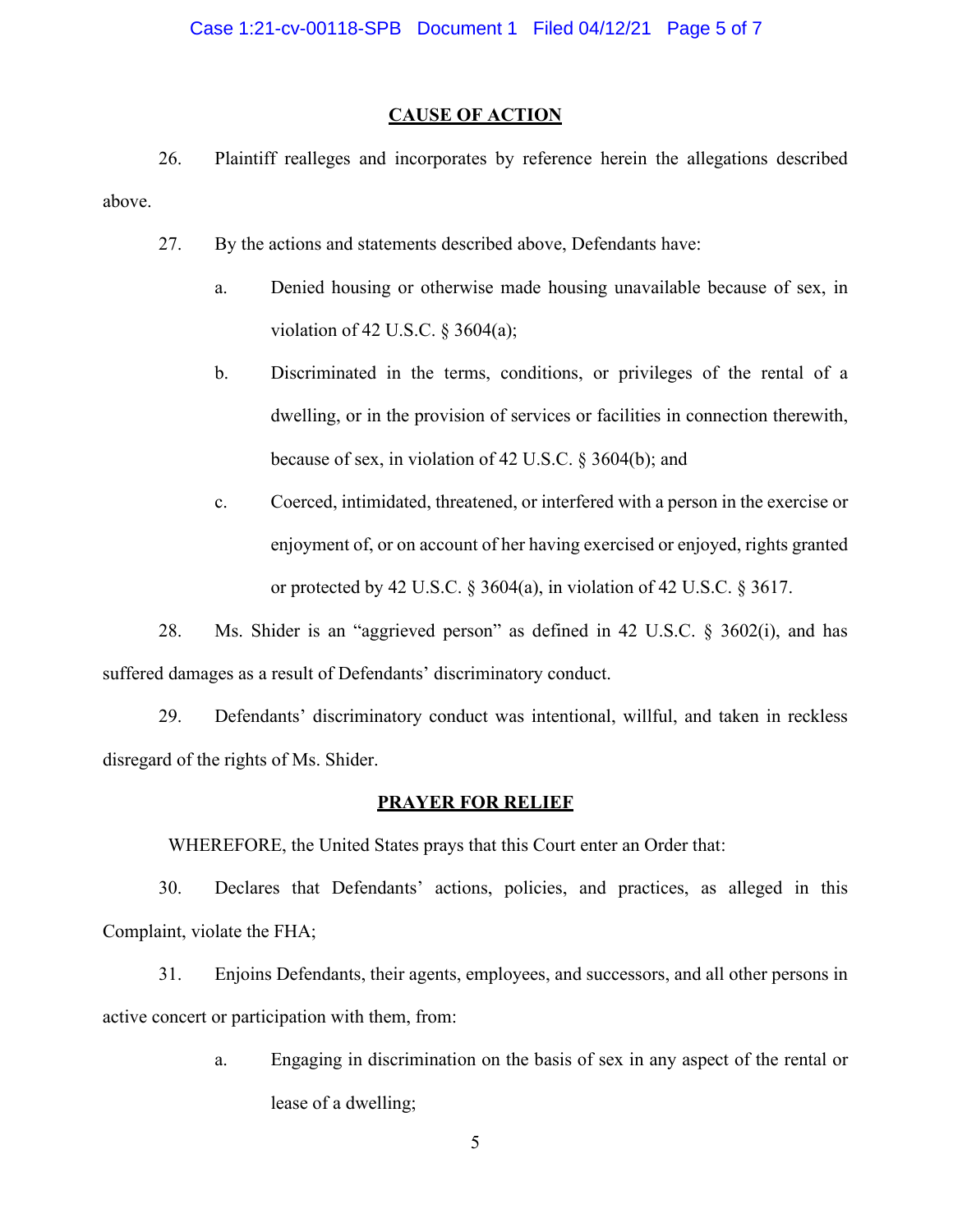## CAUSE OF ACTION

26. Plaintiff realleges and incorporates by reference herein the allegations described above.

27. By the actions and statements described above, Defendants have:

   a. Denied housing or otherwise made housing unavailable because of sex, in violation of 42 U.S.C. § 3604(a);

   b. Discriminated in the terms, conditions, or privileges of the rental of a dwelling, or in the provision of services or facilities in connection therewith, because of sex, in violation of 42 U.S.C. § 3604(b); and

   c. Coerced, intimidated, threatened, or interfered with a person in the exercise or enjoyment of, or on account of her having exercised or enjoyed, rights granted or protected by 42 U.S.C. § 3604(a), in violation of 42 U.S.C. § 3617.

28. Ms. Shider is an "aggrieved person" as defined in 42 U.S.C. § 3602(i), and has suffered damages as a result of Defendants' discriminatory conduct.

29. Defendants' discriminatory conduct was intentional, willful, and taken in reckless disregard of the rights of Ms. Shider.

## PRAYER FOR RELIEF

WHEREFORE, the United States prays that this Court enter an Order that:

30. Declares that Defendants' actions, policies, and practices, as alleged in this Complaint, violate the FHA;

31. Enjoins Defendants, their agents, employees, and successors, and all other persons in active concert or participation with them, from:

   a. Engaging in discrimination on the basis of sex in any aspect of the rental or lease of a dwelling;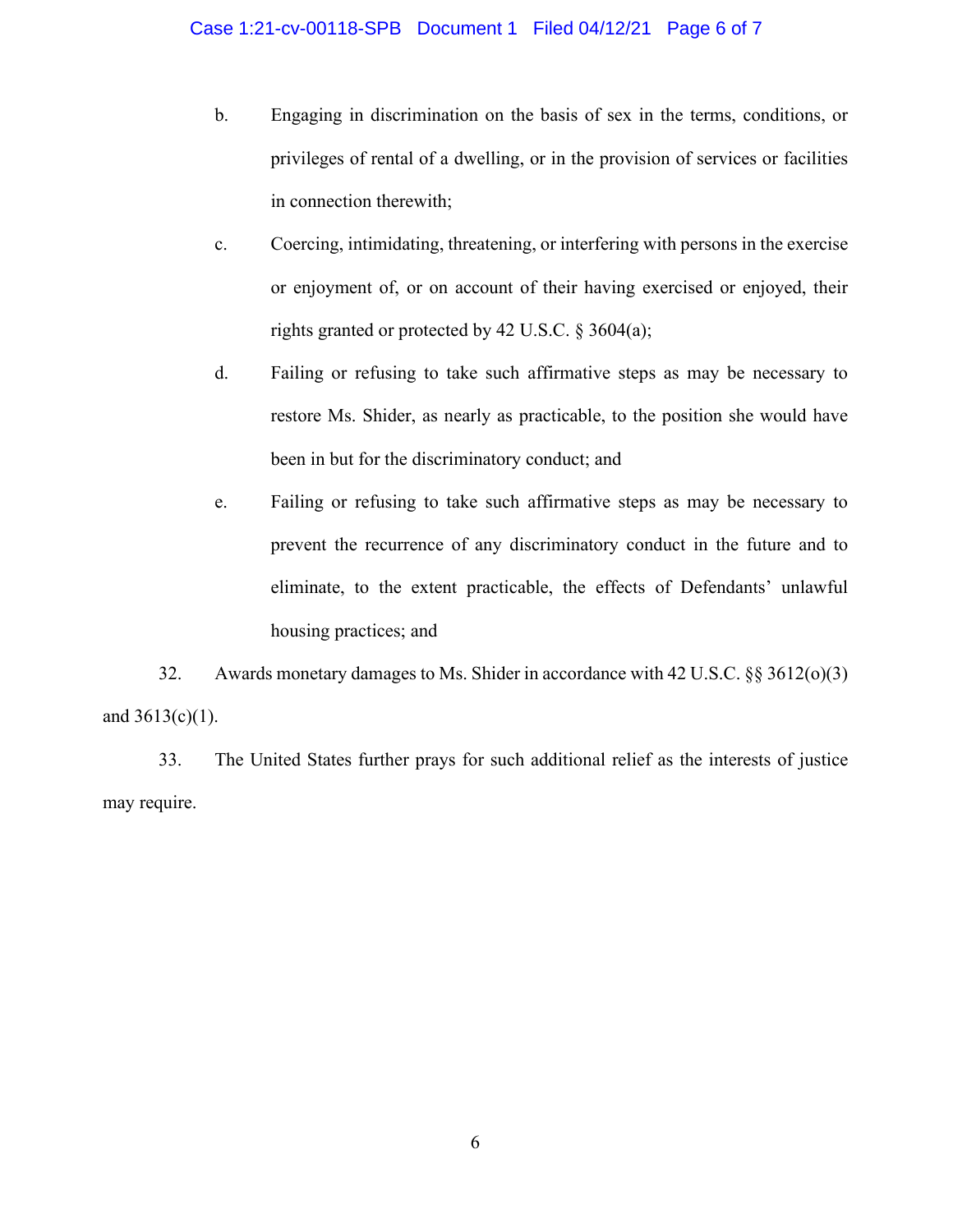b. Engaging in discrimination on the basis of sex in the terms, conditions, or privileges of rental of a dwelling, or in the provision of services or facilities in connection therewith;

c. Coercing, intimidating, threatening, or interfering with persons in the exercise or enjoyment of, or on account of their having exercised or enjoyed, their rights granted or protected by 42 U.S.C. § 3604(a);

d. Failing or refusing to take such affirmative steps as may be necessary to restore Ms. Shider, as nearly as practicable, to the position she would have been in but for the discriminatory conduct; and

e. Failing or refusing to take such affirmative steps as may be necessary to prevent the recurrence of any discriminatory conduct in the future and to eliminate, to the extent practicable, the effects of Defendants' unlawful housing practices; and

32. Awards monetary damages to Ms. Shider in accordance with 42 U.S.C. §§ 3612(o)(3) and 3613(c)(1).

33. The United States further prays for such additional relief as the interests of justice may require.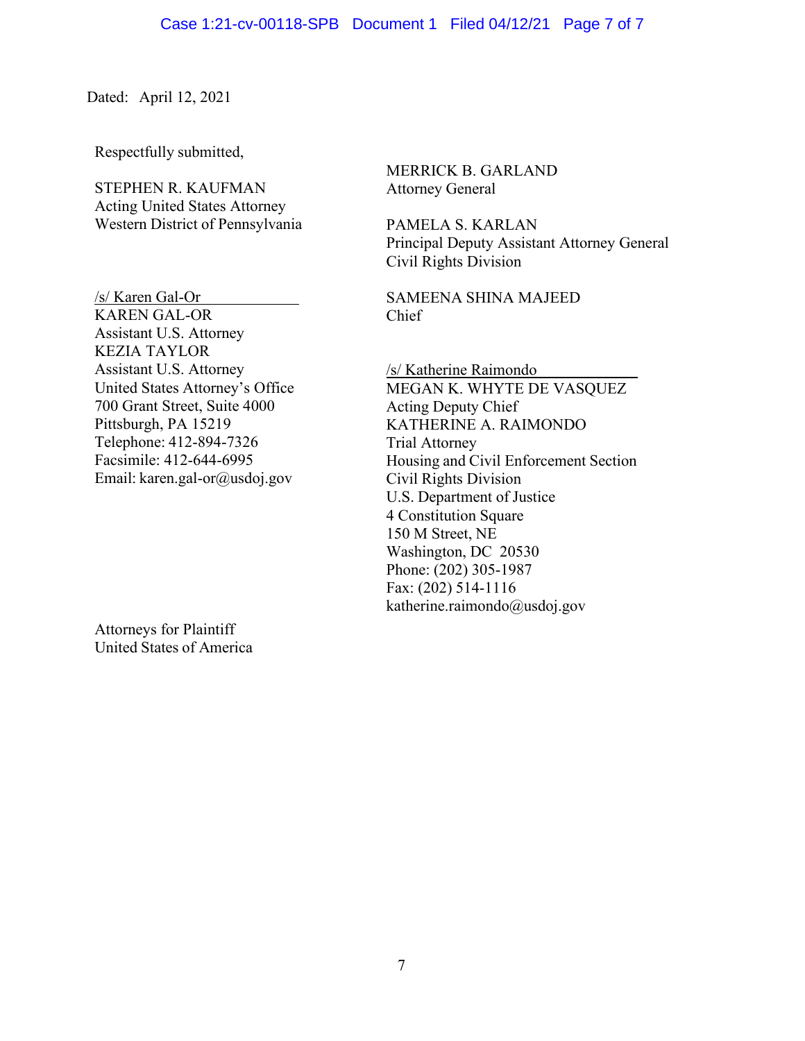Dated: April 12, 2021

Respectfully submitted,

STEPHEN R. KAUFMAN
Acting United States Attorney
Western District of Pennsylvania

/s/ Karen Gal-Or
KAREN GAL-OR
Assistant U.S. Attorney
KEZIA TAYLOR
Assistant U.S. Attorney
United States Attorney's Office
700 Grant Street, Suite 4000
Pittsburgh, PA 15219
Telephone: 412-894-7326
Facsimile: 412-644-6995
Email: karen.gal-or@usdoj.gov

MERRICK B. GARLAND
Attorney General

PAMELA S. KARLAN
Principal Deputy Assistant Attorney General
Civil Rights Division

SAMEENA SHINA MAJEED
Chief

/s/ Katherine Raimondo
MEGAN K. WHYTE DE VASQUEZ
Acting Deputy Chief
KATHERINE A. RAIMONDO
Trial Attorney
Housing and Civil Enforcement Section
Civil Rights Division
U.S. Department of Justice
4 Constitution Square
150 M Street, NE
Washington, DC 20530
Phone: (202) 305-1987
Fax: (202) 514-1116
katherine.raimondo@usdoj.gov

Attorneys for Plaintiff
United States of America